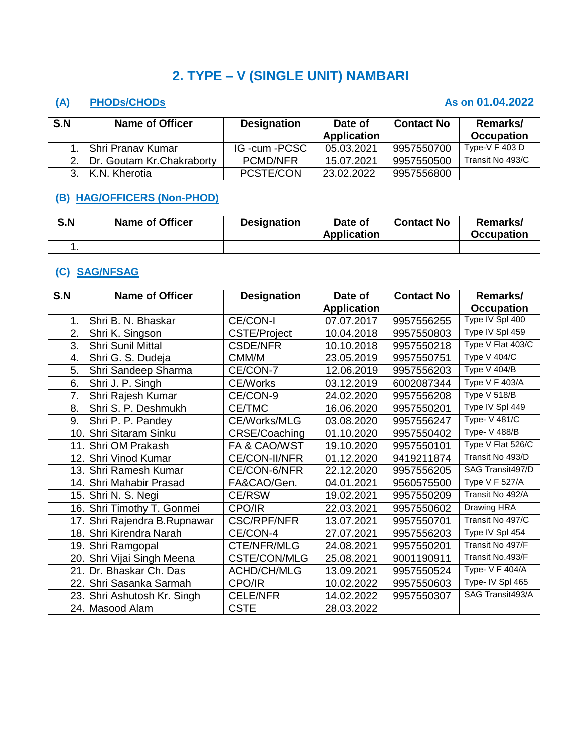# 2. TYPE – V (SINGLE UNIT) NAMBARI

## (A) PHODs/CHODs

**As on 01.04.2022**

| S.N | Name of Officer | Designation | Date of Application | Contact No | Remarks/ Occupation |
|---|---|---|---|---|---|
| 1. | Shri Pranav Kumar | IG -cum -PCSC | 05.03.2021 | 9957550700 | Type-V F 403 D |
| 2. | Dr. Goutam Kr.Chakraborty | PCMD/NFR | 15.07.2021 | 9957550500 | Transit No 493/C |
| 3. | K.N. Kherotia | PCSTE/CON | 23.02.2022 | 9957556800 | |

## (B) HAG/OFFICERS (Non-PHOD)

| S.N | Name of Officer | Designation | Date of Application | Contact No | Remarks/ Occupation |
|---|---|---|---|---|---|
| 1. | | | | | |

## (C) SAG/NFSAG

| S.N | Name of Officer | Designation | Date of Application | Contact No | Remarks/ Occupation |
|---|---|---|---|---|---|
| 1. | Shri B. N. Bhaskar | CE/CON-I | 07.07.2017 | 9957556255 | Type IV Spl 400 |
| 2. | Shri K. Singson | CSTE/Project | 10.04.2018 | 9957550803 | Type IV Spl 459 |
| 3. | Shri Sunil Mittal | CSDE/NFR | 10.10.2018 | 9957550218 | Type V Flat 403/C |
| 4. | Shri G. S. Dudeja | CMM/M | 23.05.2019 | 9957550751 | Type V 404/C |
| 5. | Shri Sandeep Sharma | CE/CON-7 | 12.06.2019 | 9957556203 | Type V 404/B |
| 6. | Shri J. P. Singh | CE/Works | 03.12.2019 | 6002087344 | Type V F 403/A |
| 7. | Shri Rajesh Kumar | CE/CON-9 | 24.02.2020 | 9957556208 | Type V 518/B |
| 8. | Shri S. P. Deshmukh | CE/TMC | 16.06.2020 | 9957550201 | Type IV Spl 449 |
| 9. | Shri P. P. Pandey | CE/Works/MLG | 03.08.2020 | 9957556247 | Type- V 481/C |
| 10. | Shri Sitaram Sinku | CRSE/Coaching | 01.10.2020 | 9957550402 | Type- V 488/B |
| 11. | Shri OM Prakash | FA & CAO/WST | 19.10.2020 | 9957550101 | Type V Flat 526/C |
| 12. | Shri Vinod Kumar | CE/CON-II/NFR | 01.12.2020 | 9419211874 | Transit No 493/D |
| 13. | Shri Ramesh Kumar | CE/CON-6/NFR | 22.12.2020 | 9957556205 | SAG Transit497/D |
| 14. | Shri Mahabir Prasad | FA&CAO/Gen. | 04.01.2021 | 9560575500 | Type V F 527/A |
| 15. | Shri N. S. Negi | CE/RSW | 19.02.2021 | 9957550209 | Transit No 492/A |
| 16. | Shri Timothy T. Gonmei | CPO/IR | 22.03.2021 | 9957550602 | Drawing HRA |
| 17. | Shri Rajendra B.Rupnawar | CSC/RPF/NFR | 13.07.2021 | 9957550701 | Transit No 497/C |
| 18. | Shri Kirendra Narah | CE/CON-4 | 27.07.2021 | 9957556203 | Type IV Spl 454 |
| 19. | Shri Ramgopal | CTE/NFR/MLG | 24.08.2021 | 9957550201 | Transit No 497/F |
| 20. | Shri Vijai Singh Meena | CSTE/CON/MLG | 25.08.2021 | 9001190911 | Transit No.493/F |
| 21. | Dr. Bhaskar Ch. Das | ACHD/CH/MLG | 13.09.2021 | 9957550524 | Type- V F 404/A |
| 22. | Shri Sasanka Sarmah | CPO/IR | 10.02.2022 | 9957550603 | Type- IV Spl 465 |
| 23. | Shri Ashutosh Kr. Singh | CELE/NFR | 14.02.2022 | 9957550307 | SAG Transit493/A |
| 24. | Masood Alam | CSTE | 28.03.2022 | | |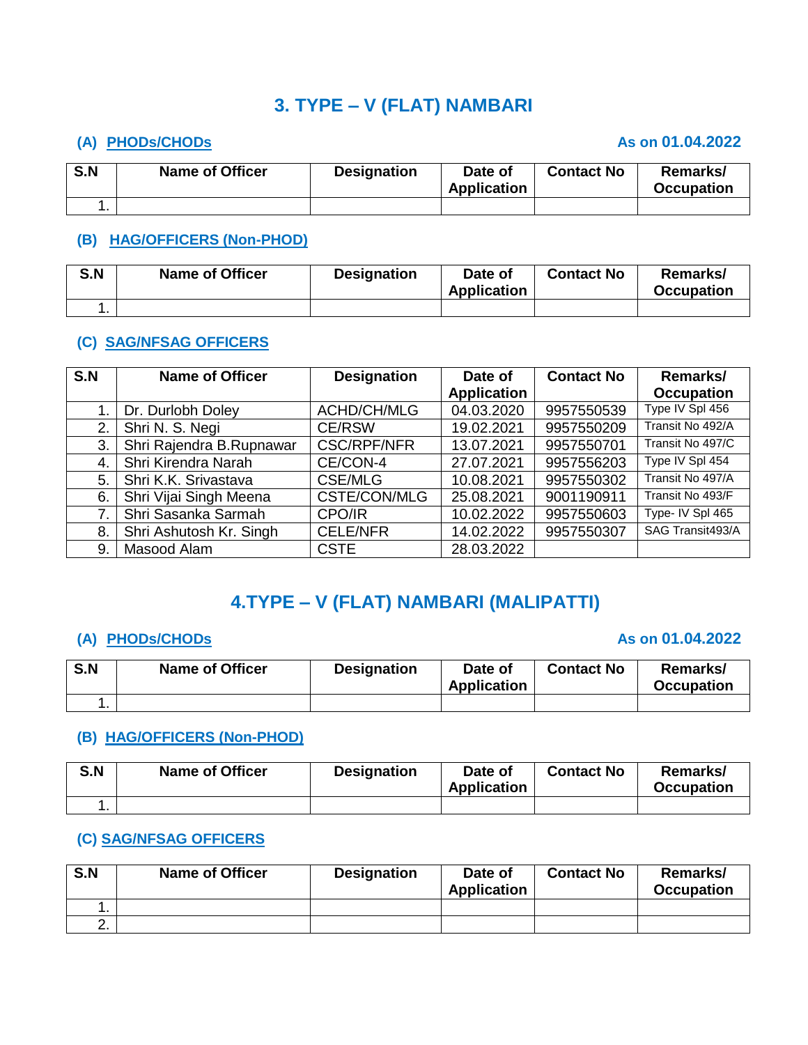## 3. TYPE – V (FLAT) NAMBARI

### (A) PHODs/CHODs

**As on 01.04.2022**

| S.N | Name of Officer | Designation | Date of Application | Contact No | Remarks/ Occupation |
|---|---|---|---|---|---|
| 1. | | | | | |

### (B) HAG/OFFICERS (Non-PHOD)

| S.N | Name of Officer | Designation | Date of Application | Contact No | Remarks/ Occupation |
|---|---|---|---|---|---|
| 1. | | | | | |

### (C) SAG/NFSAG OFFICERS

| S.N | Name of Officer | Designation | Date of Application | Contact No | Remarks/ Occupation |
|---|---|---|---|---|---|
| 1. | Dr. Durlobh Doley | ACHD/CH/MLG | 04.03.2020 | 9957550539 | Type IV Spl 456 |
| 2. | Shri N. S. Negi | CE/RSW | 19.02.2021 | 9957550209 | Transit No 492/A |
| 3. | Shri Rajendra B.Rupnawar | CSC/RPF/NFR | 13.07.2021 | 9957550701 | Transit No 497/C |
| 4. | Shri Kirendra Narah | CE/CON-4 | 27.07.2021 | 9957556203 | Type IV Spl 454 |
| 5. | Shri K.K. Srivastava | CSE/MLG | 10.08.2021 | 9957550302 | Transit No 497/A |
| 6. | Shri Vijai Singh Meena | CSTE/CON/MLG | 25.08.2021 | 9001190911 | Transit No 493/F |
| 7. | Shri Sasanka Sarmah | CPO/IR | 10.02.2022 | 9957550603 | Type- IV Spl 465 |
| 8. | Shri Ashutosh Kr. Singh | CELE/NFR | 14.02.2022 | 9957550307 | SAG Transit493/A |
| 9. | Masood Alam | CSTE | 28.03.2022 | | |

## 4.TYPE – V (FLAT) NAMBARI (MALIPATTI)

### (A) PHODs/CHODs

**As on 01.04.2022**

| S.N | Name of Officer | Designation | Date of Application | Contact No | Remarks/ Occupation |
|---|---|---|---|---|---|
| 1. | | | | | |

### (B) HAG/OFFICERS (Non-PHOD)

| S.N | Name of Officer | Designation | Date of Application | Contact No | Remarks/ Occupation |
|---|---|---|---|---|---|
| 1. | | | | | |

### (C) SAG/NFSAG OFFICERS

| S.N | Name of Officer | Designation | Date of Application | Contact No | Remarks/ Occupation |
|---|---|---|---|---|---|
| 1. | | | | | |
| 2. | | | | | |